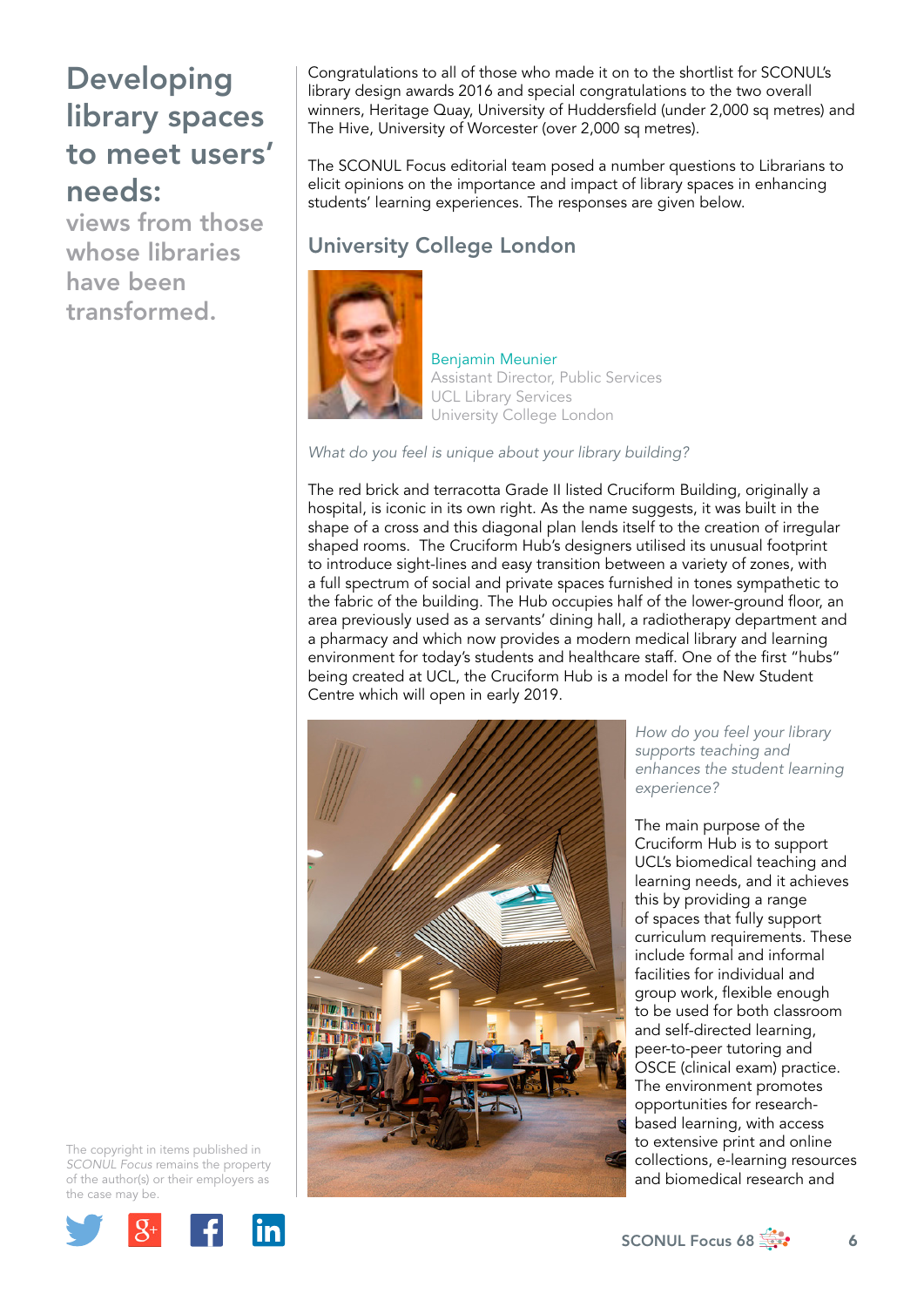# Developing library spaces to meet users' needs:

## views from those whose libraries have been transformed.

Congratulations to all of those who made it on to the shortlist for SCONUL's library design awards 2016 and special congratulations to the two overall winners, Heritage Quay, University of Huddersfield (under 2,000 sq metres) and The Hive, University of Worcester (over 2,000 sq metres).

The SCONUL Focus editorial team posed a number questions to Librarians to elicit opinions on the importance and impact of library spaces in enhancing students' learning experiences. The responses are given below.

## University College London

Benjamin Meunier
Assistant Director, Public Services
UCL Library Services
University College London

*What do you feel is unique about your library building?*

The red brick and terracotta Grade II listed Cruciform Building, originally a hospital, is iconic in its own right. As the name suggests, it was built in the shape of a cross and this diagonal plan lends itself to the creation of irregular shaped rooms. The Cruciform Hub's designers utilised its unusual footprint to introduce sight-lines and easy transition between a variety of zones, with a full spectrum of social and private spaces furnished in tones sympathetic to the fabric of the building. The Hub occupies half of the lower-ground floor, an area previously used as a servants' dining hall, a radiotherapy department and a pharmacy and which now provides a modern medical library and learning environment for today's students and healthcare staff. One of the first "hubs" being created at UCL, the Cruciform Hub is a model for the New Student Centre which will open in early 2019.

*How do you feel your library supports teaching and enhances the student learning experience?*

The main purpose of the Cruciform Hub is to support UCL's biomedical teaching and learning needs, and it achieves this by providing a range of spaces that fully support curriculum requirements. These include formal and informal facilities for individual and group work, flexible enough to be used for both classroom and self-directed learning, peer-to-peer tutoring and OSCE (clinical exam) practice. The environment promotes opportunities for research-based learning, with access to extensive print and online collections, e-learning resources and biomedical research and

The copyright in items published in *SCONUL Focus* remains the property of the author(s) or their employers as the case may be.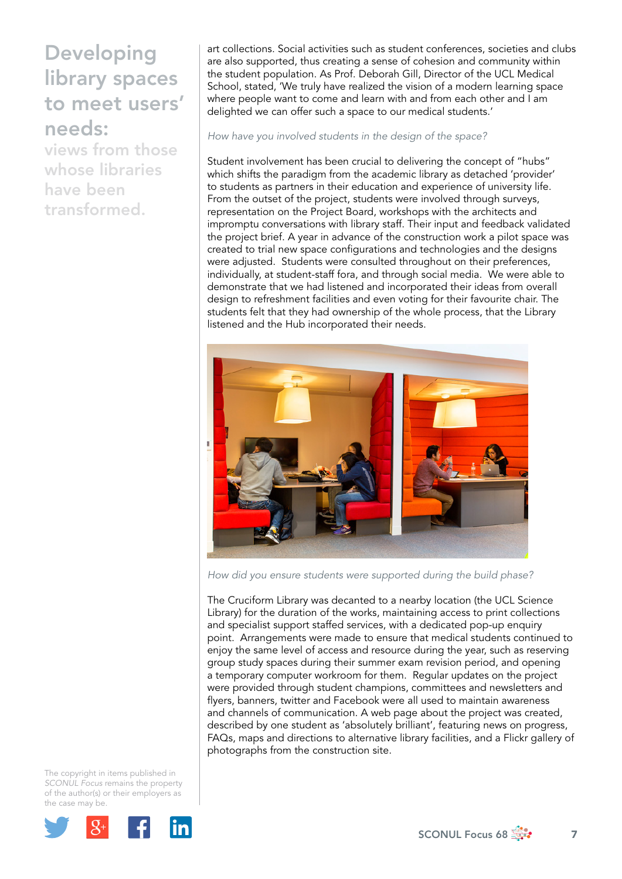# Developing library spaces to meet users' needs:

## views from those whose libraries have been transformed.

art collections. Social activities such as student conferences, societies and clubs are also supported, thus creating a sense of cohesion and community within the student population. As Prof. Deborah Gill, Director of the UCL Medical School, stated, 'We truly have realized the vision of a modern learning space where people want to come and learn with and from each other and I am delighted we can offer such a space to our medical students.'

*How have you involved students in the design of the space?*

Student involvement has been crucial to delivering the concept of "hubs" which shifts the paradigm from the academic library as detached 'provider' to students as partners in their education and experience of university life. From the outset of the project, students were involved through surveys, representation on the Project Board, workshops with the architects and impromptu conversations with library staff. Their input and feedback validated the project brief. A year in advance of the construction work a pilot space was created to trial new space configurations and technologies and the designs were adjusted. Students were consulted throughout on their preferences, individually, at student-staff fora, and through social media. We were able to demonstrate that we had listened and incorporated their ideas from overall design to refreshment facilities and even voting for their favourite chair. The students felt that they had ownership of the whole process, that the Library listened and the Hub incorporated their needs.

*How did you ensure students were supported during the build phase?*

The Cruciform Library was decanted to a nearby location (the UCL Science Library) for the duration of the works, maintaining access to print collections and specialist support staffed services, with a dedicated pop-up enquiry point. Arrangements were made to ensure that medical students continued to enjoy the same level of access and resource during the year, such as reserving group study spaces during their summer exam revision period, and opening a temporary computer workroom for them. Regular updates on the project were provided through student champions, committees and newsletters and flyers, banners, twitter and Facebook were all used to maintain awareness and channels of communication. A web page about the project was created, described by one student as 'absolutely brilliant', featuring news on progress, FAQs, maps and directions to alternative library facilities, and a Flickr gallery of photographs from the construction site.

The copyright in items published in *SCONUL Focus* remains the property of the author(s) or their employers as the case may be.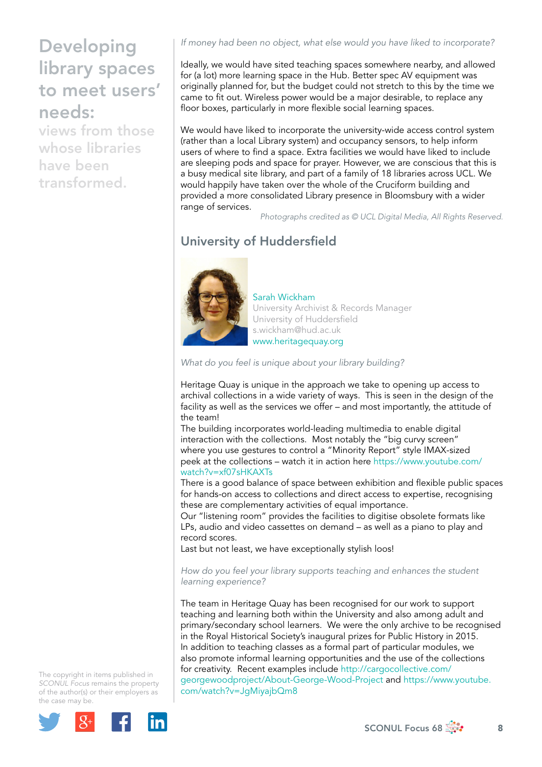*If money had been no object, what else would you have liked to incorporate?*

Ideally, we would have sited teaching spaces somewhere nearby, and allowed for (a lot) more learning space in the Hub. Better spec AV equipment was originally planned for, but the budget could not stretch to this by the time we came to fit out. Wireless power would be a major desirable, to replace any floor boxes, particularly in more flexible social learning spaces.

We would have liked to incorporate the university-wide access control system (rather than a local Library system) and occupancy sensors, to help inform users of where to find a space. Extra facilities we would have liked to include are sleeping pods and space for prayer. However, we are conscious that this is a busy medical site library, and part of a family of 18 libraries across UCL. We would happily have taken over the whole of the Cruciform building and provided a more consolidated Library presence in Bloomsbury with a wider range of services.

*Photographs credited as © UCL Digital Media, All Rights Reserved.*

## University of Huddersfield

Sarah Wickham
University Archivist & Records Manager
University of Huddersfield
s.wickham@hud.ac.uk
www.heritagequay.org

*What do you feel is unique about your library building?*

Heritage Quay is unique in the approach we take to opening up access to archival collections in a wide variety of ways. This is seen in the design of the facility as well as the services we offer – and most importantly, the attitude of the team!

The building incorporates world-leading multimedia to enable digital interaction with the collections. Most notably the "big curvy screen" where you use gestures to control a "Minority Report" style IMAX-sized peek at the collections – watch it in action here https://www.youtube.com/watch?v=xf07sHKAXTs

There is a good balance of space between exhibition and flexible public spaces for hands-on access to collections and direct access to expertise, recognising these are complementary activities of equal importance.

Our "listening room" provides the facilities to digitise obsolete formats like LPs, audio and video cassettes on demand – as well as a piano to play and record scores.

Last but not least, we have exceptionally stylish loos!

*How do you feel your library supports teaching and enhances the student learning experience?*

The team in Heritage Quay has been recognised for our work to support teaching and learning both within the University and also among adult and primary/secondary school learners. We were the only archive to be recognised in the Royal Historical Society's inaugural prizes for Public History in 2015. In addition to teaching classes as a formal part of particular modules, we also promote informal learning opportunities and the use of the collections for creativity. Recent examples include http://cargocollective.com/georgewoodproject/About-George-Wood-Project and https://www.youtube.com/watch?v=JgMiyajbQm8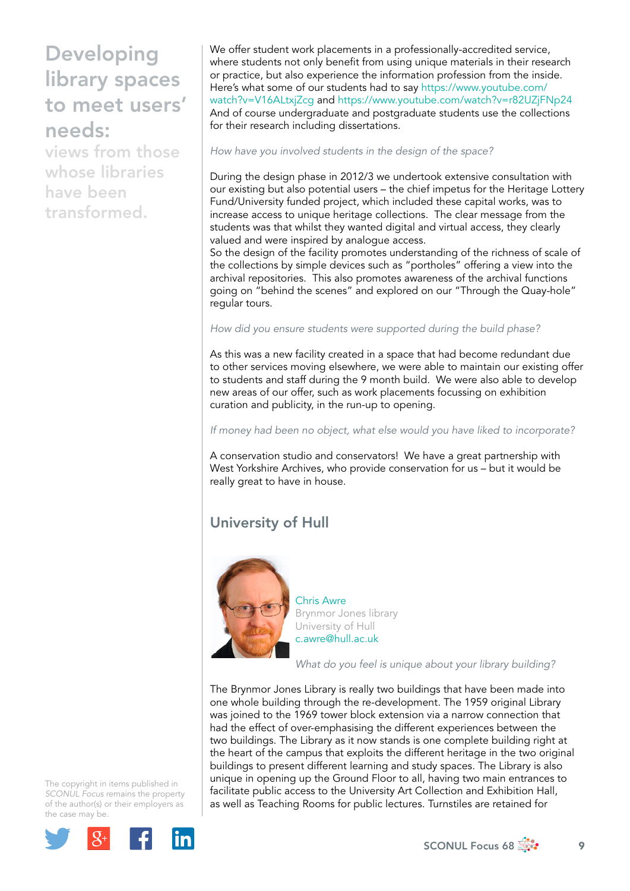# Developing library spaces to meet users' needs:

## views from those whose libraries have been transformed.

We offer student work placements in a professionally-accredited service, where students not only benefit from using unique materials in their research or practice, but also experience the information profession from the inside. Here's what some of our students had to say https://www.youtube.com/watch?v=V16ALtxjZcg and https://www.youtube.com/watch?v=r82UZjFNp24 And of course undergraduate and postgraduate students use the collections for their research including dissertations.

*How have you involved students in the design of the space?*

During the design phase in 2012/3 we undertook extensive consultation with our existing but also potential users – the chief impetus for the Heritage Lottery Fund/University funded project, which included these capital works, was to increase access to unique heritage collections. The clear message from the students was that whilst they wanted digital and virtual access, they clearly valued and were inspired by analogue access.
So the design of the facility promotes understanding of the richness of scale of the collections by simple devices such as "portholes" offering a view into the archival repositories. This also promotes awareness of the archival functions going on "behind the scenes" and explored on our "Through the Quay-hole" regular tours.

*How did you ensure students were supported during the build phase?*

As this was a new facility created in a space that had become redundant due to other services moving elsewhere, we were able to maintain our existing offer to students and staff during the 9 month build. We were also able to develop new areas of our offer, such as work placements focussing on exhibition curation and publicity, in the run-up to opening.

*If money had been no object, what else would you have liked to incorporate?*

A conservation studio and conservators! We have a great partnership with West Yorkshire Archives, who provide conservation for us – but it would be really great to have in house.

## University of Hull

Chris Awre
Brynmor Jones library
University of Hull
c.awre@hull.ac.uk

*What do you feel is unique about your library building?*

The Brynmor Jones Library is really two buildings that have been made into one whole building through the re-development. The 1959 original Library was joined to the 1969 tower block extension via a narrow connection that had the effect of over-emphasising the different experiences between the two buildings. The Library as it now stands is one complete building right at the heart of the campus that exploits the different heritage in the two original buildings to present different learning and study spaces. The Library is also unique in opening up the Ground Floor to all, having two main entrances to facilitate public access to the University Art Collection and Exhibition Hall, as well as Teaching Rooms for public lectures. Turnstiles are retained for

The copyright in items published in *SCONUL Focus* remains the property of the author(s) or their employers as the case may be.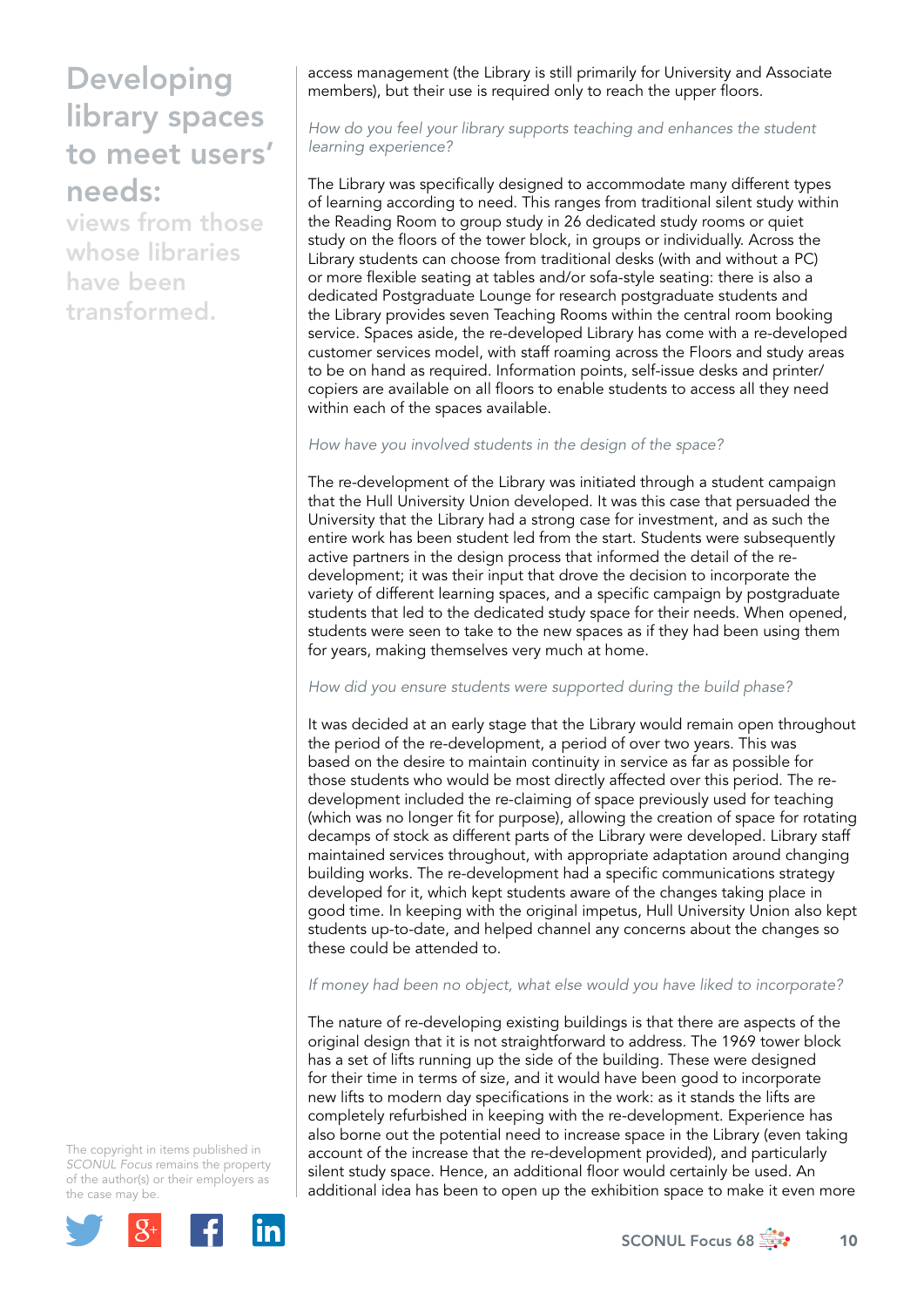access management (the Library is still primarily for University and Associate members), but their use is required only to reach the upper floors.

*How do you feel your library supports teaching and enhances the student learning experience?*

The Library was specifically designed to accommodate many different types of learning according to need. This ranges from traditional silent study within the Reading Room to group study in 26 dedicated study rooms or quiet study on the floors of the tower block, in groups or individually. Across the Library students can choose from traditional desks (with and without a PC) or more flexible seating at tables and/or sofa-style seating: there is also a dedicated Postgraduate Lounge for research postgraduate students and the Library provides seven Teaching Rooms within the central room booking service. Spaces aside, the re-developed Library has come with a re-developed customer services model, with staff roaming across the Floors and study areas to be on hand as required. Information points, self-issue desks and printer/copiers are available on all floors to enable students to access all they need within each of the spaces available.

*How have you involved students in the design of the space?*

The re-development of the Library was initiated through a student campaign that the Hull University Union developed. It was this case that persuaded the University that the Library had a strong case for investment, and as such the entire work has been student led from the start. Students were subsequently active partners in the design process that informed the detail of the re-development; it was their input that drove the decision to incorporate the variety of different learning spaces, and a specific campaign by postgraduate students that led to the dedicated study space for their needs. When opened, students were seen to take to the new spaces as if they had been using them for years, making themselves very much at home.

*How did you ensure students were supported during the build phase?*

It was decided at an early stage that the Library would remain open throughout the period of the re-development, a period of over two years. This was based on the desire to maintain continuity in service as far as possible for those students who would be most directly affected over this period. The re-development included the re-claiming of space previously used for teaching (which was no longer fit for purpose), allowing the creation of space for rotating decamps of stock as different parts of the Library were developed. Library staff maintained services throughout, with appropriate adaptation around changing building works. The re-development had a specific communications strategy developed for it, which kept students aware of the changes taking place in good time. In keeping with the original impetus, Hull University Union also kept students up-to-date, and helped channel any concerns about the changes so these could be attended to.

*If money had been no object, what else would you have liked to incorporate?*

The nature of re-developing existing buildings is that there are aspects of the original design that it is not straightforward to address. The 1969 tower block has a set of lifts running up the side of the building. These were designed for their time in terms of size, and it would have been good to incorporate new lifts to modern day specifications in the work: as it stands the lifts are completely refurbished in keeping with the re-development. Experience has also borne out the potential need to increase space in the Library (even taking account of the increase that the re-development provided), and particularly silent study space. Hence, an additional floor would certainly be used. An additional idea has been to open up the exhibition space to make it even more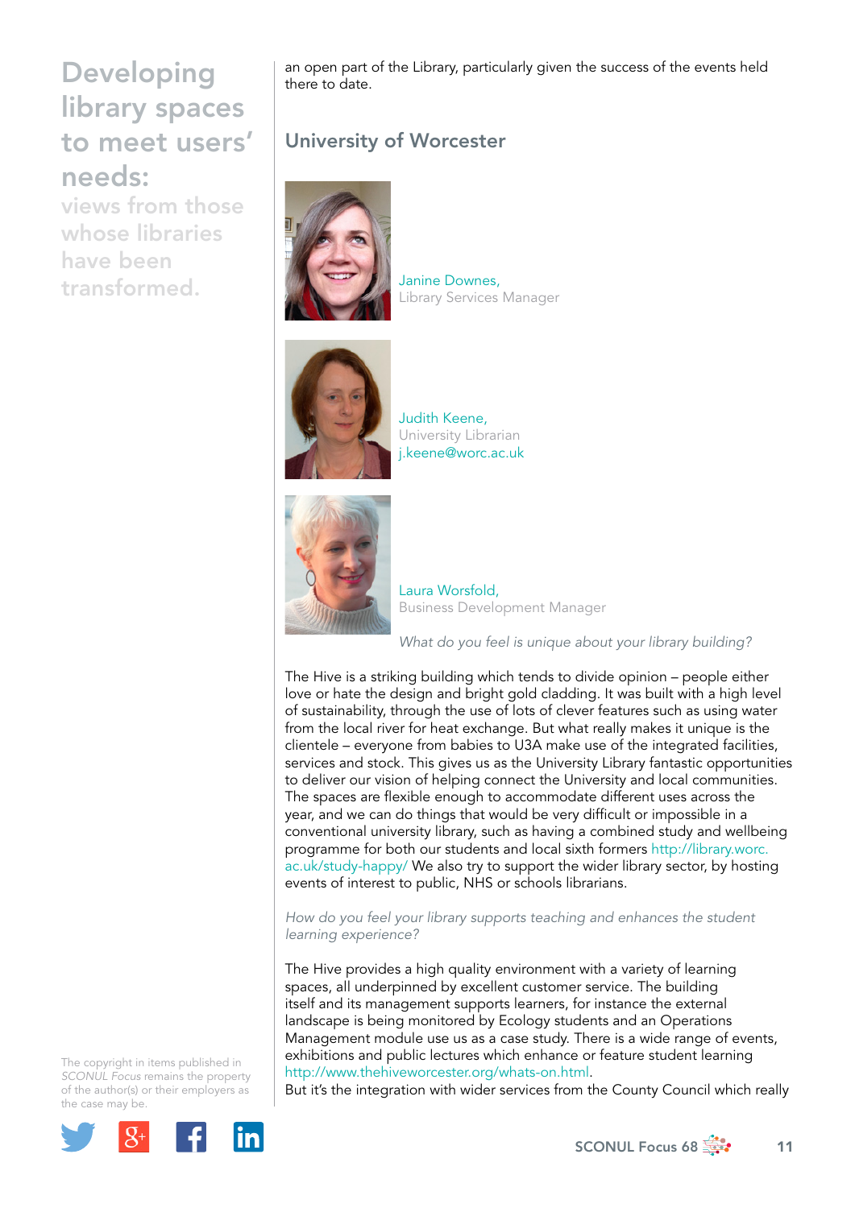an open part of the Library, particularly given the success of the events held there to date.

## University of Worcester

Janine Downes,
Library Services Manager

Judith Keene,
University Librarian
j.keene@worc.ac.uk

Laura Worsfold,
Business Development Manager

*What do you feel is unique about your library building?*

The Hive is a striking building which tends to divide opinion – people either love or hate the design and bright gold cladding. It was built with a high level of sustainability, through the use of lots of clever features such as using water from the local river for heat exchange. But what really makes it unique is the clientele – everyone from babies to U3A make use of the integrated facilities, services and stock. This gives us as the University Library fantastic opportunities to deliver our vision of helping connect the University and local communities. The spaces are flexible enough to accommodate different uses across the year, and we can do things that would be very difficult or impossible in a conventional university library, such as having a combined study and wellbeing programme for both our students and local sixth formers http://library.worc.ac.uk/study-happy/ We also try to support the wider library sector, by hosting events of interest to public, NHS or schools librarians.

*How do you feel your library supports teaching and enhances the student learning experience?*

The Hive provides a high quality environment with a variety of learning spaces, all underpinned by excellent customer service. The building itself and its management supports learners, for instance the external landscape is being monitored by Ecology students and an Operations Management module use us as a case study. There is a wide range of events, exhibitions and public lectures which enhance or feature student learning http://www.thehiveworcester.org/whats-on.html.
But it's the integration with wider services from the County Council which really

The copyright in items published in *SCONUL Focus* remains the property of the author(s) or their employers as the case may be.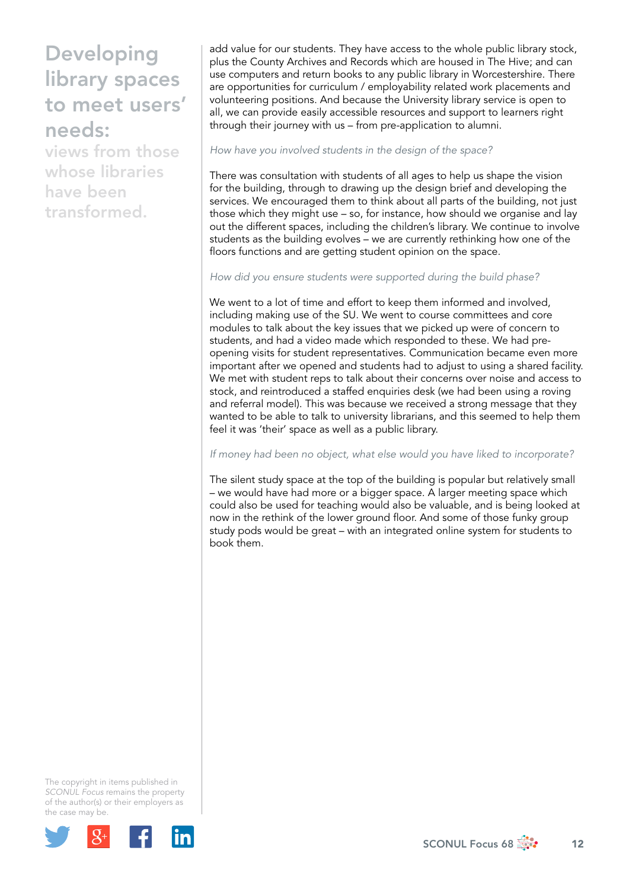add value for our students. They have access to the whole public library stock, plus the County Archives and Records which are housed in The Hive; and can use computers and return books to any public library in Worcestershire. There are opportunities for curriculum / employability related work placements and volunteering positions. And because the University library service is open to all, we can provide easily accessible resources and support to learners right through their journey with us – from pre-application to alumni.

*How have you involved students in the design of the space?*

There was consultation with students of all ages to help us shape the vision for the building, through to drawing up the design brief and developing the services. We encouraged them to think about all parts of the building, not just those which they might use – so, for instance, how should we organise and lay out the different spaces, including the children's library. We continue to involve students as the building evolves – we are currently rethinking how one of the floors functions and are getting student opinion on the space.

*How did you ensure students were supported during the build phase?*

We went to a lot of time and effort to keep them informed and involved, including making use of the SU. We went to course committees and core modules to talk about the key issues that we picked up were of concern to students, and had a video made which responded to these. We had pre-opening visits for student representatives. Communication became even more important after we opened and students had to adjust to using a shared facility. We met with student reps to talk about their concerns over noise and access to stock, and reintroduced a staffed enquiries desk (we had been using a roving and referral model). This was because we received a strong message that they wanted to be able to talk to university librarians, and this seemed to help them feel it was 'their' space as well as a public library.

*If money had been no object, what else would you have liked to incorporate?*

The silent study space at the top of the building is popular but relatively small – we would have had more or a bigger space. A larger meeting space which could also be used for teaching would also be valuable, and is being looked at now in the rethink of the lower ground floor. And some of those funky group study pods would be great – with an integrated online system for students to book them.